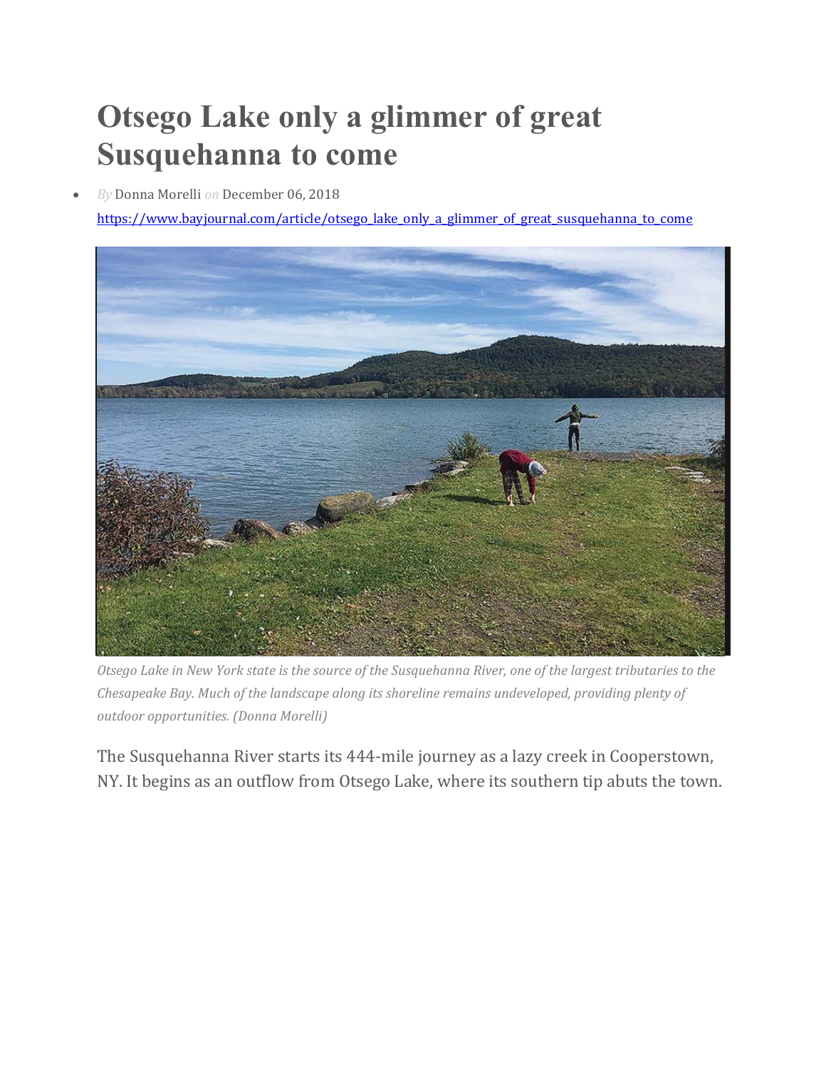# Otsego Lake only a glimmer of great Susquehanna to come

- *By* Donna Morelli *on* December 06, 2018

  https://www.bayjournal.com/article/otsego_lake_only_a_glimmer_of_great_susquehanna_to_come

*Otsego Lake in New York state is the source of the Susquehanna River, one of the largest tributaries to the Chesapeake Bay. Much of the landscape along its shoreline remains undeveloped, providing plenty of outdoor opportunities. (Donna Morelli)*

The Susquehanna River starts its 444-mile journey as a lazy creek in Cooperstown, NY. It begins as an outflow from Otsego Lake, where its southern tip abuts the town.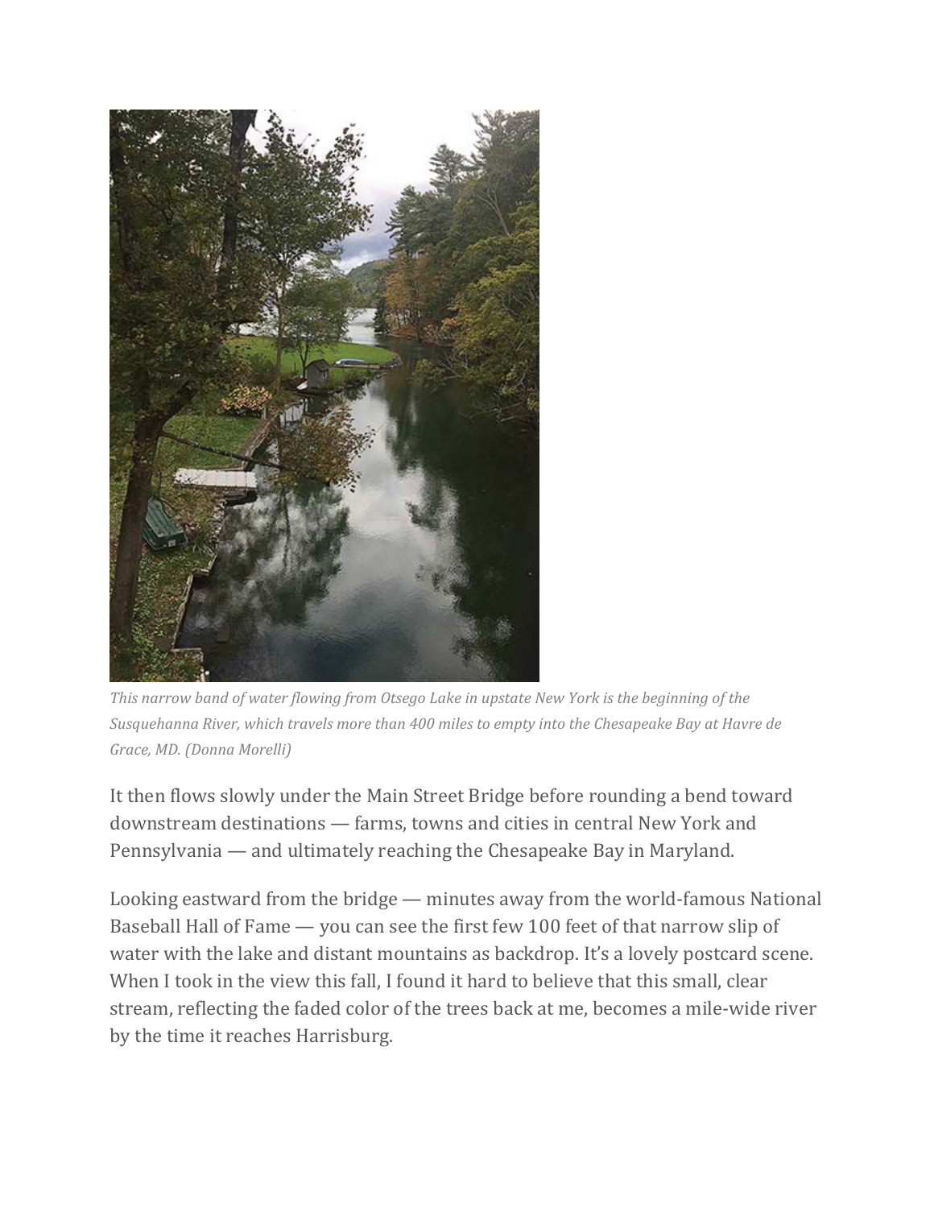*This narrow band of water flowing from Otsego Lake in upstate New York is the beginning of the Susquehanna River, which travels more than 400 miles to empty into the Chesapeake Bay at Havre de Grace, MD. (Donna Morelli)*

It then flows slowly under the Main Street Bridge before rounding a bend toward downstream destinations — farms, towns and cities in central New York and Pennsylvania — and ultimately reaching the Chesapeake Bay in Maryland.

Looking eastward from the bridge — minutes away from the world-famous National Baseball Hall of Fame — you can see the first few 100 feet of that narrow slip of water with the lake and distant mountains as backdrop. It's a lovely postcard scene. When I took in the view this fall, I found it hard to believe that this small, clear stream, reflecting the faded color of the trees back at me, becomes a mile-wide river by the time it reaches Harrisburg.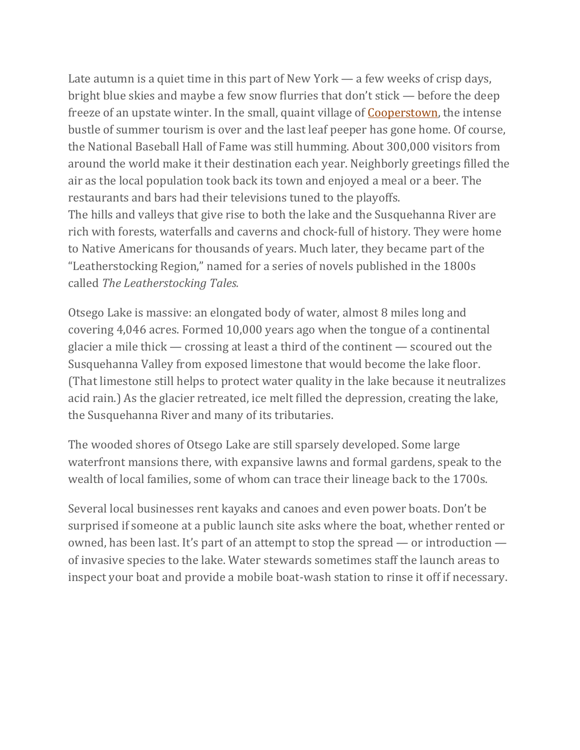Late autumn is a quiet time in this part of New York — a few weeks of crisp days, bright blue skies and maybe a few snow flurries that don't stick — before the deep freeze of an upstate winter. In the small, quaint village of Cooperstown, the intense bustle of summer tourism is over and the last leaf peeper has gone home. Of course, the National Baseball Hall of Fame was still humming. About 300,000 visitors from around the world make it their destination each year. Neighborly greetings filled the air as the local population took back its town and enjoyed a meal or a beer. The restaurants and bars had their televisions tuned to the playoffs.

The hills and valleys that give rise to both the lake and the Susquehanna River are rich with forests, waterfalls and caverns and chock-full of history. They were home to Native Americans for thousands of years. Much later, they became part of the "Leatherstocking Region," named for a series of novels published in the 1800s called *The Leatherstocking Tales.*

Otsego Lake is massive: an elongated body of water, almost 8 miles long and covering 4,046 acres. Formed 10,000 years ago when the tongue of a continental glacier a mile thick — crossing at least a third of the continent — scoured out the Susquehanna Valley from exposed limestone that would become the lake floor. (That limestone still helps to protect water quality in the lake because it neutralizes acid rain.) As the glacier retreated, ice melt filled the depression, creating the lake, the Susquehanna River and many of its tributaries.

The wooded shores of Otsego Lake are still sparsely developed. Some large waterfront mansions there, with expansive lawns and formal gardens, speak to the wealth of local families, some of whom can trace their lineage back to the 1700s.

Several local businesses rent kayaks and canoes and even power boats. Don't be surprised if someone at a public launch site asks where the boat, whether rented or owned, has been last. It's part of an attempt to stop the spread — or introduction — of invasive species to the lake. Water stewards sometimes staff the launch areas to inspect your boat and provide a mobile boat-wash station to rinse it off if necessary.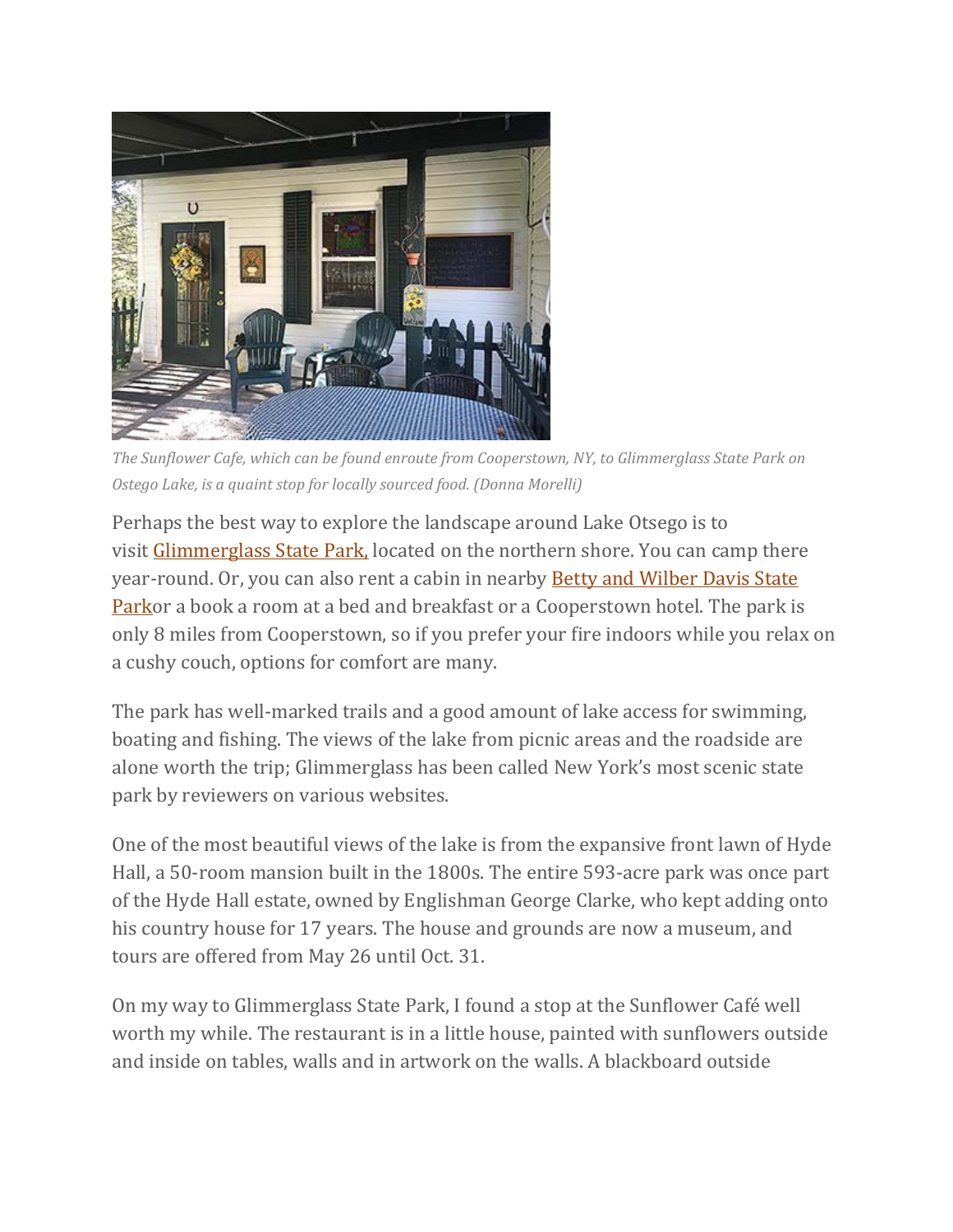*The Sunflower Cafe, which can be found enroute from Cooperstown, NY, to Glimmerglass State Park on Ostego Lake, is a quaint stop for locally sourced food. (Donna Morelli)*

Perhaps the best way to explore the landscape around Lake Otsego is to visit [Glimmerglass State Park,](#) located on the northern shore. You can camp there year-round. Or, you can also rent a cabin in nearby [Betty and Wilber Davis State Park](#)or a book a room at a bed and breakfast or a Cooperstown hotel. The park is only 8 miles from Cooperstown, so if you prefer your fire indoors while you relax on a cushy couch, options for comfort are many.

The park has well-marked trails and a good amount of lake access for swimming, boating and fishing. The views of the lake from picnic areas and the roadside are alone worth the trip; Glimmerglass has been called New York's most scenic state park by reviewers on various websites.

One of the most beautiful views of the lake is from the expansive front lawn of Hyde Hall, a 50-room mansion built in the 1800s. The entire 593-acre park was once part of the Hyde Hall estate, owned by Englishman George Clarke, who kept adding onto his country house for 17 years. The house and grounds are now a museum, and tours are offered from May 26 until Oct. 31.

On my way to Glimmerglass State Park, I found a stop at the Sunflower Café well worth my while. The restaurant is in a little house, painted with sunflowers outside and inside on tables, walls and in artwork on the walls. A blackboard outside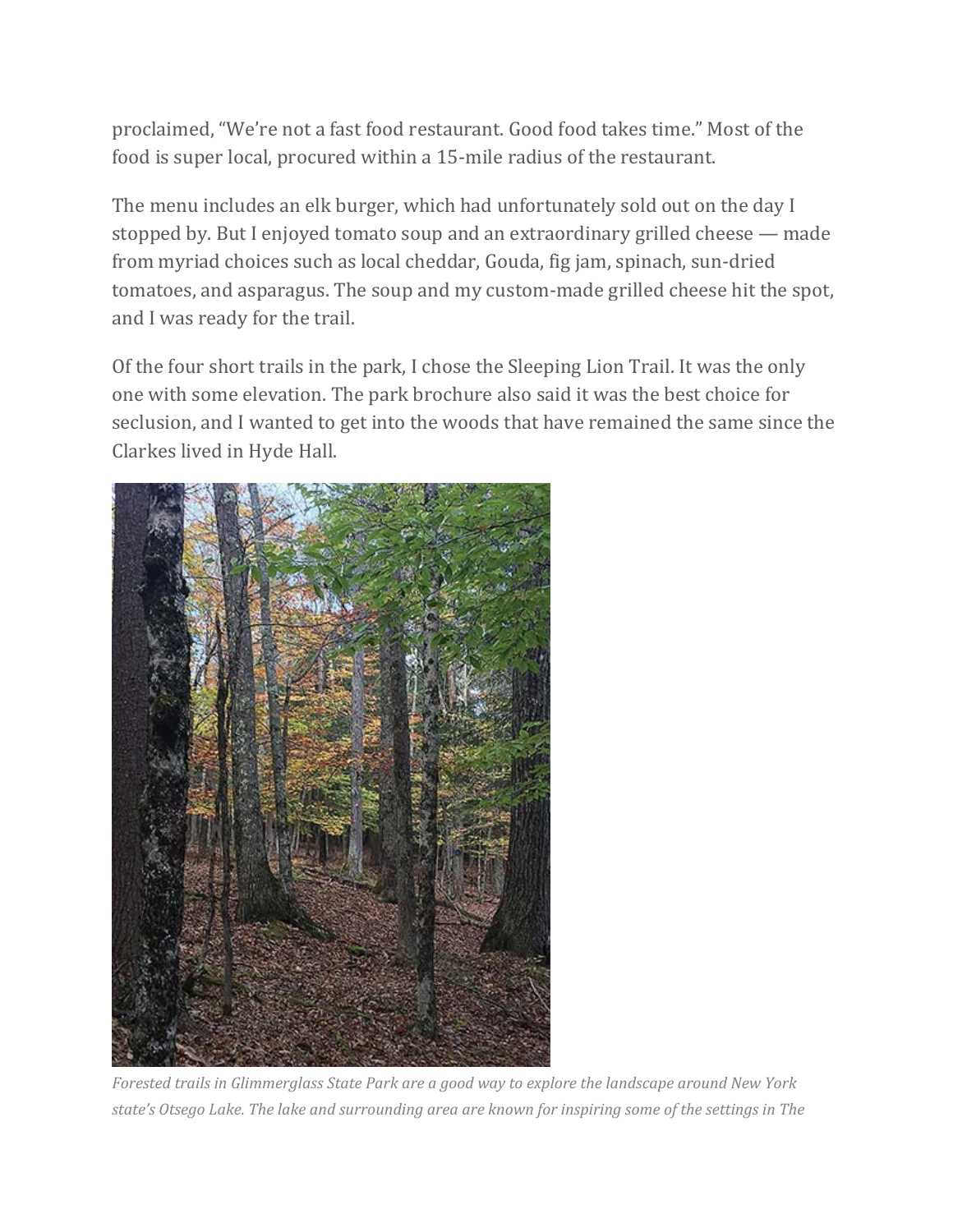proclaimed, “We’re not a fast food restaurant. Good food takes time.” Most of the food is super local, procured within a 15-mile radius of the restaurant.

The menu includes an elk burger, which had unfortunately sold out on the day I stopped by. But I enjoyed tomato soup and an extraordinary grilled cheese — made from myriad choices such as local cheddar, Gouda, fig jam, spinach, sun-dried tomatoes, and asparagus. The soup and my custom-made grilled cheese hit the spot, and I was ready for the trail.

Of the four short trails in the park, I chose the Sleeping Lion Trail. It was the only one with some elevation. The park brochure also said it was the best choice for seclusion, and I wanted to get into the woods that have remained the same since the Clarkes lived in Hyde Hall.

*Forested trails in Glimmerglass State Park are a good way to explore the landscape around New York state’s Otsego Lake. The lake and surrounding area are known for inspiring some of the settings in The*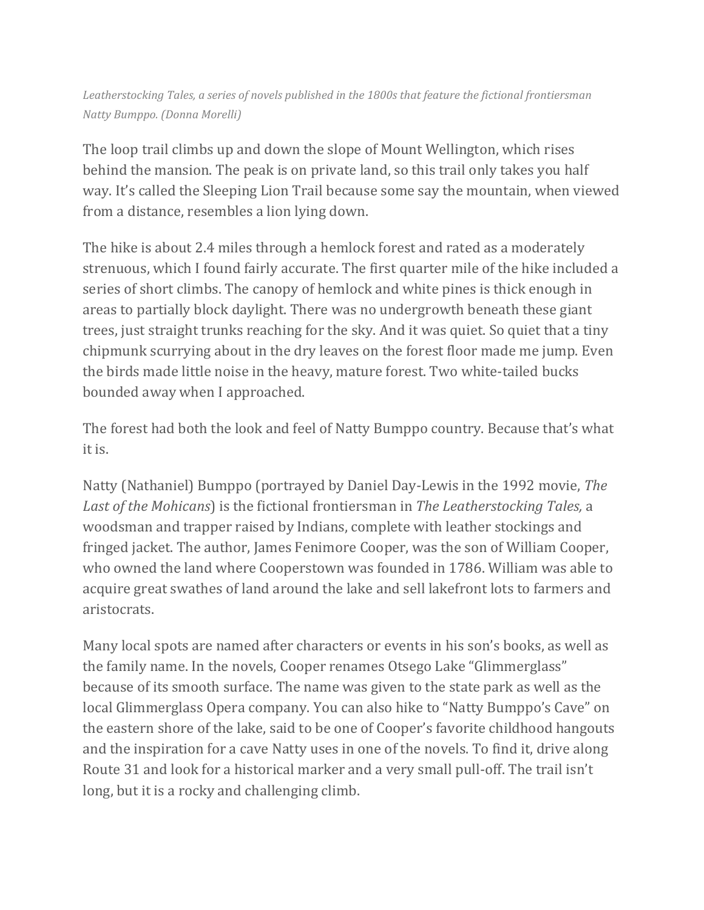*Leatherstocking Tales, a series of novels published in the 1800s that feature the fictional frontiersman Natty Bumppo. (Donna Morelli)*

The loop trail climbs up and down the slope of Mount Wellington, which rises behind the mansion. The peak is on private land, so this trail only takes you half way. It's called the Sleeping Lion Trail because some say the mountain, when viewed from a distance, resembles a lion lying down.

The hike is about 2.4 miles through a hemlock forest and rated as a moderately strenuous, which I found fairly accurate. The first quarter mile of the hike included a series of short climbs. The canopy of hemlock and white pines is thick enough in areas to partially block daylight. There was no undergrowth beneath these giant trees, just straight trunks reaching for the sky. And it was quiet. So quiet that a tiny chipmunk scurrying about in the dry leaves on the forest floor made me jump. Even the birds made little noise in the heavy, mature forest. Two white-tailed bucks bounded away when I approached.

The forest had both the look and feel of Natty Bumppo country. Because that's what it is.

Natty (Nathaniel) Bumppo (portrayed by Daniel Day-Lewis in the 1992 movie, *The Last of the Mohicans*) is the fictional frontiersman in *The Leatherstocking Tales,* a woodsman and trapper raised by Indians, complete with leather stockings and fringed jacket. The author, James Fenimore Cooper, was the son of William Cooper, who owned the land where Cooperstown was founded in 1786. William was able to acquire great swathes of land around the lake and sell lakefront lots to farmers and aristocrats.

Many local spots are named after characters or events in his son's books, as well as the family name. In the novels, Cooper renames Otsego Lake "Glimmerglass" because of its smooth surface. The name was given to the state park as well as the local Glimmerglass Opera company. You can also hike to "Natty Bumppo's Cave" on the eastern shore of the lake, said to be one of Cooper's favorite childhood hangouts and the inspiration for a cave Natty uses in one of the novels. To find it, drive along Route 31 and look for a historical marker and a very small pull-off. The trail isn't long, but it is a rocky and challenging climb.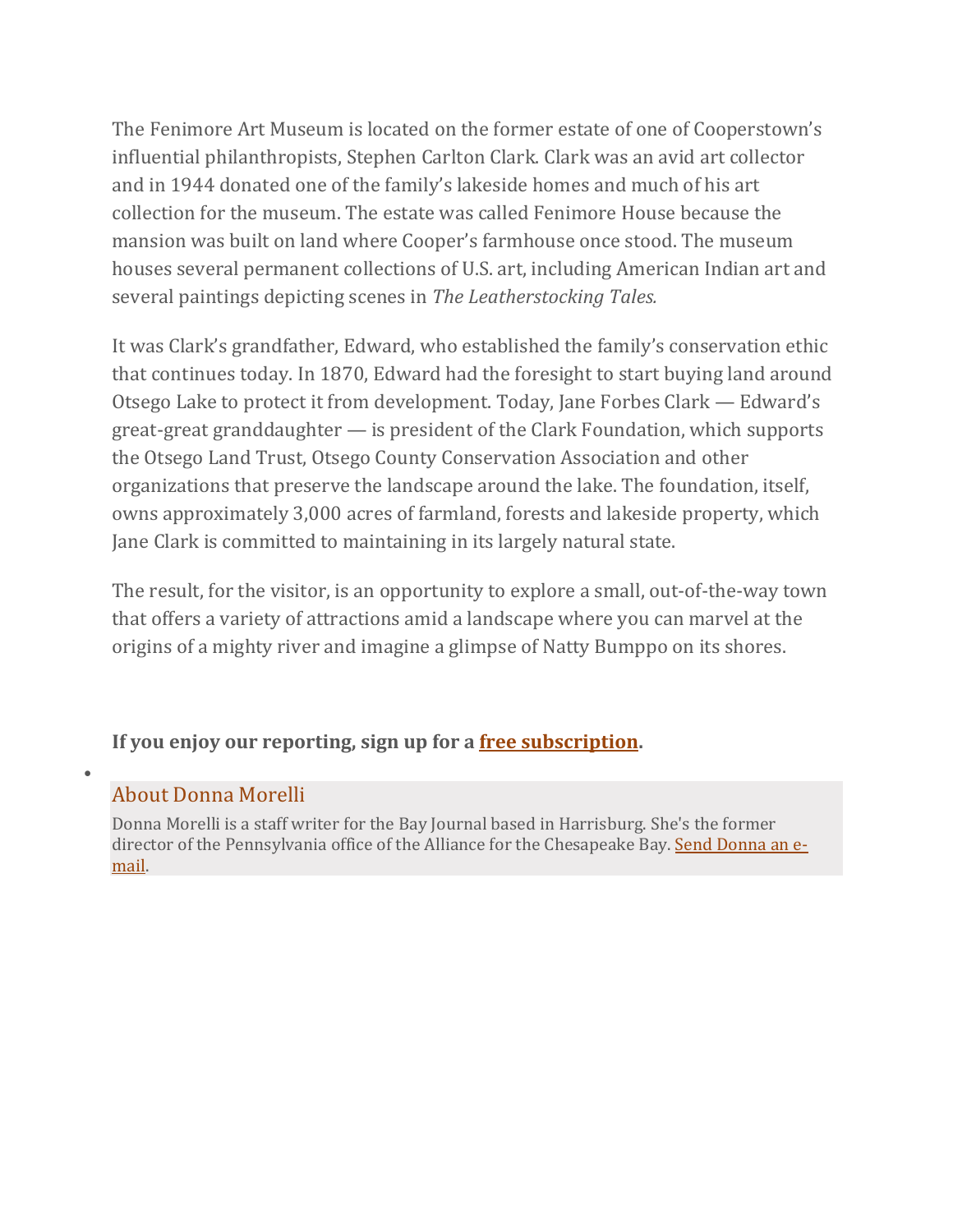The Fenimore Art Museum is located on the former estate of one of Cooperstown's influential philanthropists, Stephen Carlton Clark. Clark was an avid art collector and in 1944 donated one of the family's lakeside homes and much of his art collection for the museum. The estate was called Fenimore House because the mansion was built on land where Cooper's farmhouse once stood. The museum houses several permanent collections of U.S. art, including American Indian art and several paintings depicting scenes in *The Leatherstocking Tales.*

It was Clark's grandfather, Edward, who established the family's conservation ethic that continues today. In 1870, Edward had the foresight to start buying land around Otsego Lake to protect it from development. Today, Jane Forbes Clark — Edward's great-great granddaughter — is president of the Clark Foundation, which supports the Otsego Land Trust, Otsego County Conservation Association and other organizations that preserve the landscape around the lake. The foundation, itself, owns approximately 3,000 acres of farmland, forests and lakeside property, which Jane Clark is committed to maintaining in its largely natural state.

The result, for the visitor, is an opportunity to explore a small, out-of-the-way town that offers a variety of attractions amid a landscape where you can marvel at the origins of a mighty river and imagine a glimpse of Natty Bumppo on its shores.

**If you enjoy our reporting, sign up for a free subscription.**

## About Donna Morelli

Donna Morelli is a staff writer for the Bay Journal based in Harrisburg. She's the former director of the Pennsylvania office of the Alliance for the Chesapeake Bay. Send Donna an e-mail.